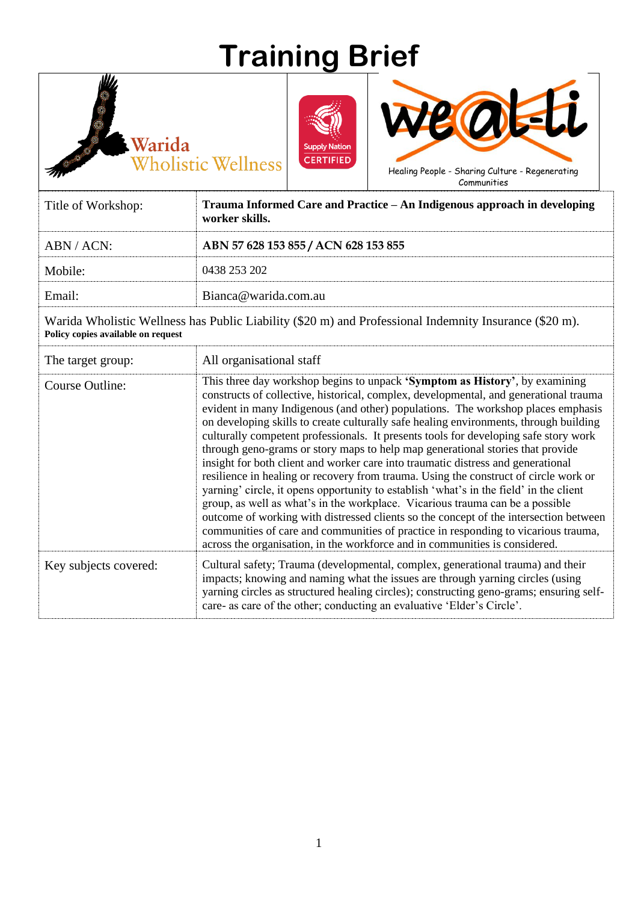# Training Brief

Warida Wholistic Wellness

Supply Nation CERTIFIED

we al-li

Healing People - Sharing Culture - Regenerating Communities

| Title of Workshop: | **Trauma Informed Care and Practice – An Indigenous approach in developing worker skills.** |
|---|---|
| ABN / ACN: | **ABN 57 628 153 855 / ACN 628 153 855** |
| Mobile: | 0438 253 202 |
| Email: | Bianca@warida.com.au |

Warida Wholistic Wellness has Public Liability ($20 m) and Professional Indemnity Insurance ($20 m).
**Policy copies available on request**

| The target group: | All organisational staff |
|---|---|
| Course Outline: | This three day workshop begins to unpack **'Symptom as History'**, by examining constructs of collective, historical, complex, developmental, and generational trauma evident in many Indigenous (and other) populations. The workshop places emphasis on developing skills to create culturally safe healing environments, through building culturally competent professionals. It presents tools for developing safe story work through geno-grams or story maps to help map generational stories that provide insight for both client and worker care into traumatic distress and generational resilience in healing or recovery from trauma. Using the construct of circle work or yarning' circle, it opens opportunity to establish 'what's in the field' in the client group, as well as what's in the workplace. Vicarious trauma can be a possible outcome of working with distressed clients so the concept of the intersection between communities of care and communities of practice in responding to vicarious trauma, across the organisation, in the workforce and in communities is considered. |
| Key subjects covered: | Cultural safety; Trauma (developmental, complex, generational trauma) and their impacts; knowing and naming what the issues are through yarning circles (using yarning circles as structured healing circles); constructing geno-grams; ensuring self-care- as care of the other; conducting an evaluative 'Elder's Circle'. |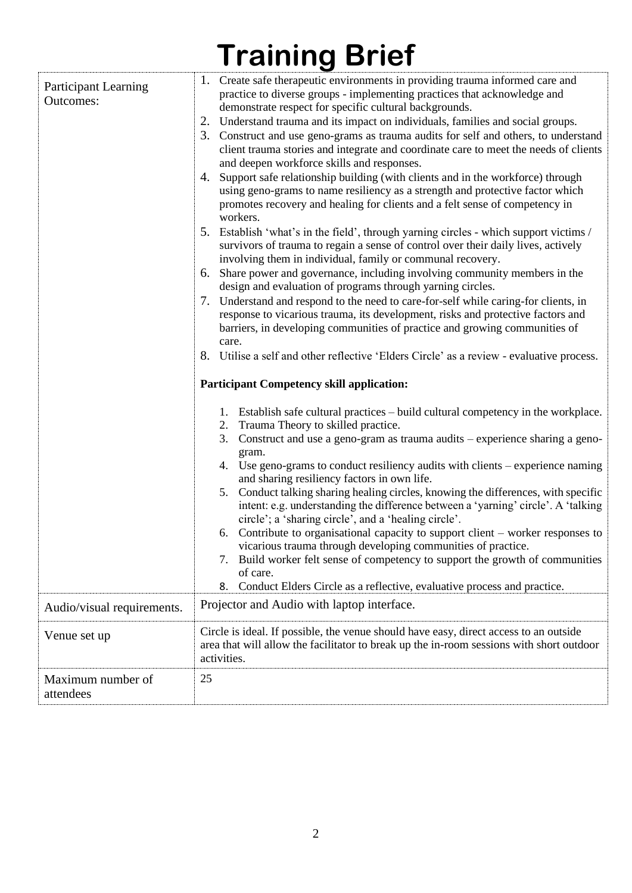# Training Brief

| | |
|---|---|
| Participant Learning Outcomes: | 1. Create safe therapeutic environments in providing trauma informed care and practice to diverse groups - implementing practices that acknowledge and demonstrate respect for specific cultural backgrounds.<br>2. Understand trauma and its impact on individuals, families and social groups.<br>3. Construct and use geo-grams as trauma audits for self and others, to understand client trauma stories and integrate and coordinate care to meet the needs of clients and deepen workforce skills and responses.<br>4. Support safe relationship building (with clients and in the workforce) through using geno-grams to name resiliency as a strength and protective factor which promotes recovery and healing for clients and a felt sense of competency in workers.<br>5. Establish 'what's in the field', through yarning circles - which support victims / survivors of trauma to regain a sense of control over their daily lives, actively involving them in individual, family or communal recovery.<br>6. Share power and governance, including involving community members in the design and evaluation of programs through yarning circles.<br>7. Understand and respond to the need to care-for-self while caring-for clients, in response to vicarious trauma, its development, risks and protective factors and barriers, in developing communities of practice and growing communities of care.<br>8. Utilise a self and other reflective 'Elders Circle' as a review - evaluative process.<br><br>**Participant Competency skill application:**<br><br>1. Establish safe cultural practices – build cultural competency in the workplace.<br>2. Trauma Theory to skilled practice.<br>3. Construct and use a geno-gram as trauma audits – experience sharing a geno-gram.<br>4. Use geno-grams to conduct resiliency audits with clients – experience naming and sharing resiliency factors in own life.<br>5. Conduct talking sharing healing circles, knowing the differences, with specific intent: e.g. understanding the difference between a 'yarning' circle'. A 'talking circle'; a 'sharing circle', and a 'healing circle'.<br>6. Contribute to organisational capacity to support client – worker responses to vicarious trauma through developing communities of practice.<br>7. Build worker felt sense of competency to support the growth of communities of care.<br>8. Conduct Elders Circle as a reflective, evaluative process and practice. |
| Audio/visual requirements. | Projector and Audio with laptop interface. |
| Venue set up | Circle is ideal. If possible, the venue should have easy, direct access to an outside area that will allow the facilitator to break up the in-room sessions with short outdoor activities. |
| Maximum number of attendees | 25 |